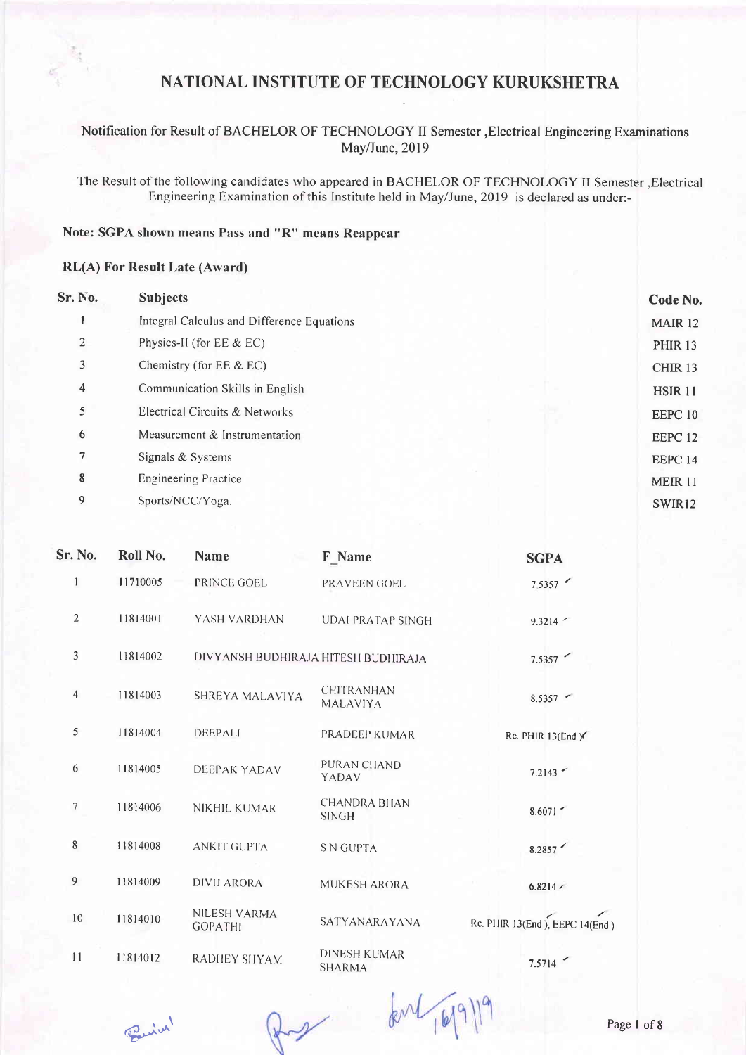# NATIONAL INSTITUTE OF TECHNOLOGY KURUKSHETRA

Notification for Result of BACHELOR OF TECHNOLOGY II Semester ,Electrical Engineering Examinations May/June, 2019

The Result of the following candidates who appeared in BACHELOR OF TECHNOLOGY II Semester ,Electrical Engineering Examination of this Institute held in May/June, 2019 is declared as under:-

**Note: SGPA shown means Pass and "R" means Reappear**

**RL(A) For Result Late (Award)**

| Sr. No. | Subjects | Code No. |
|---|---|---|
| 1 | Integral Calculus and Difference Equations | MAIR 12 |
| 2 | Physics-II (for EE & EC) | PHIR 13 |
| 3 | Chemistry (for EE & EC) | CHIR 13 |
| 4 | Communication Skills in English | HSIR 11 |
| 5 | Electrical Circuits & Networks | EEPC 10 |
| 6 | Measurement & Instrumentation | EEPC 12 |
| 7 | Signals & Systems | EEPC 14 |
| 8 | Engineering Practice | MEIR 11 |
| 9 | Sports/NCC/Yoga. | SWIR12 |

| Sr. No. | Roll No. | Name | F_Name | SGPA |
|---|---|---|---|---|
| 1 | 11710005 | PRINCE GOEL | PRAVEEN GOEL | 7.5357 |
| 2 | 11814001 | YASH VARDHAN | UDAI PRATAP SINGH | 9.3214 |
| 3 | 11814002 | DIVYANSH BUDHIRAJA | HITESH BUDHIRAJA | 7.5357 |
| 4 | 11814003 | SHREYA MALAVIYA | CHITRANHAN MALAVIYA | 8.5357 |
| 5 | 11814004 | DEEPALI | PRADEEP KUMAR | Re. PHIR 13(End ) |
| 6 | 11814005 | DEEPAK YADAV | PURAN CHAND YADAV | 7.2143 |
| 7 | 11814006 | NIKHIL KUMAR | CHANDRA BHAN SINGH | 8.6071 |
| 8 | 11814008 | ANKIT GUPTA | S N GUPTA | 8.2857 |
| 9 | 11814009 | DIVIJ ARORA | MUKESH ARORA | 6.8214 |
| 10 | 11814010 | NILESH VARMA GOPATHI | SATYANARAYANA | Re. PHIR 13(End ), EEPC 14(End ) |
| 11 | 11814012 | RADHEY SHYAM | DINESH KUMAR SHARMA | 7.5714 |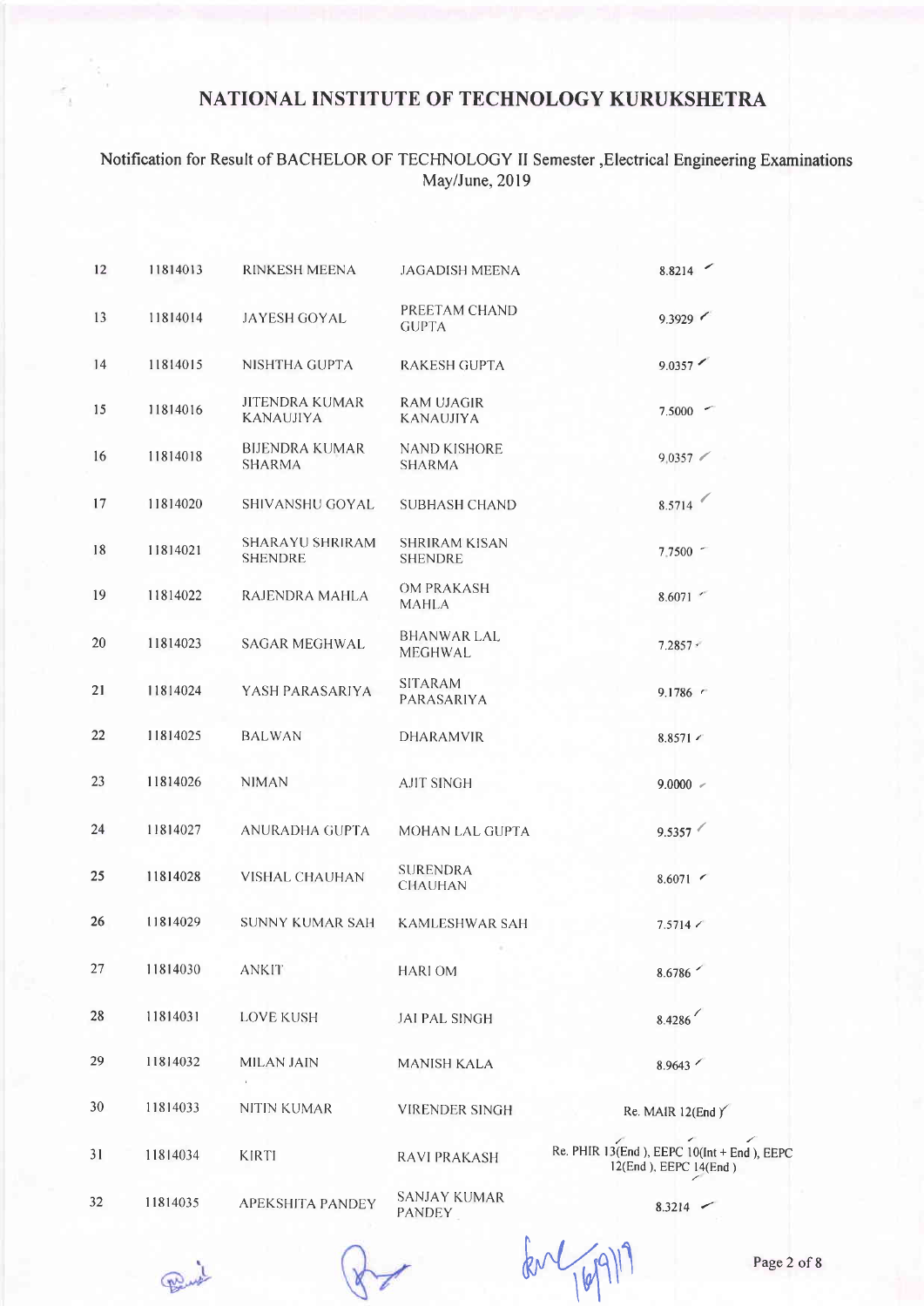# NATIONAL INSTITUTE OF TECHNOLOGY KURUKSHETRA

Notification for Result of BACHELOR OF TECHNOLOGY II Semester ,Electrical Engineering Examinations May/June, 2019

| | | | | |
|---|---|---|---|---|
| 12 | 11814013 | RINKESH MEENA | JAGADISH MEENA | 8.8214 |
| 13 | 11814014 | JAYESH GOYAL | PREETAM CHAND GUPTA | 9.3929 |
| 14 | 11814015 | NISHTHA GUPTA | RAKESH GUPTA | 9.0357 |
| 15 | 11814016 | JITENDRA KUMAR KANAUJIYA | RAM UJAGIR KANAUJIYA | 7.5000 |
| 16 | 11814018 | BIJENDRA KUMAR SHARMA | NAND KISHORE SHARMA | 9.0357 |
| 17 | 11814020 | SHIVANSHU GOYAL | SUBHASH CHAND | 8.5714 |
| 18 | 11814021 | SHARAYU SHRIRAM SHENDRE | SHRIRAM KISAN SHENDRE | 7.7500 |
| 19 | 11814022 | RAJENDRA MAHLA | OM PRAKASH MAHLA | 8.6071 |
| 20 | 11814023 | SAGAR MEGHWAL | BHANWAR LAL MEGHWAL | 7.2857 |
| 21 | 11814024 | YASH PARASARIYA | SITARAM PARASARIYA | 9.1786 |
| 22 | 11814025 | BALWAN | DHARAMVIR | 8.8571 |
| 23 | 11814026 | NIMAN | AJIT SINGH | 9.0000 |
| 24 | 11814027 | ANURADHA GUPTA | MOHAN LAL GUPTA | 9.5357 |
| 25 | 11814028 | VISHAL CHAUHAN | SURENDRA CHAUHAN | 8.6071 |
| 26 | 11814029 | SUNNY KUMAR SAH | KAMLESHWAR SAH | 7.5714 |
| 27 | 11814030 | ANKIT | HARI OM | 8.6786 |
| 28 | 11814031 | LOVE KUSH | JAI PAL SINGH | 8.4286 |
| 29 | 11814032 | MILAN JAIN | MANISH KALA | 8.9643 |
| 30 | 11814033 | NITIN KUMAR | VIRENDER SINGH | Re. MAIR 12(End ) |
| 31 | 11814034 | KIRTI | RAVI PRAKASH | Re. PHIR 13(End ), EEPC 10(Int + End ), EEPC 12(End ), EEPC 14(End ) |
| 32 | 11814035 | APEKSHITA PANDEY | SANJAY KUMAR PANDEY | 8.3214 |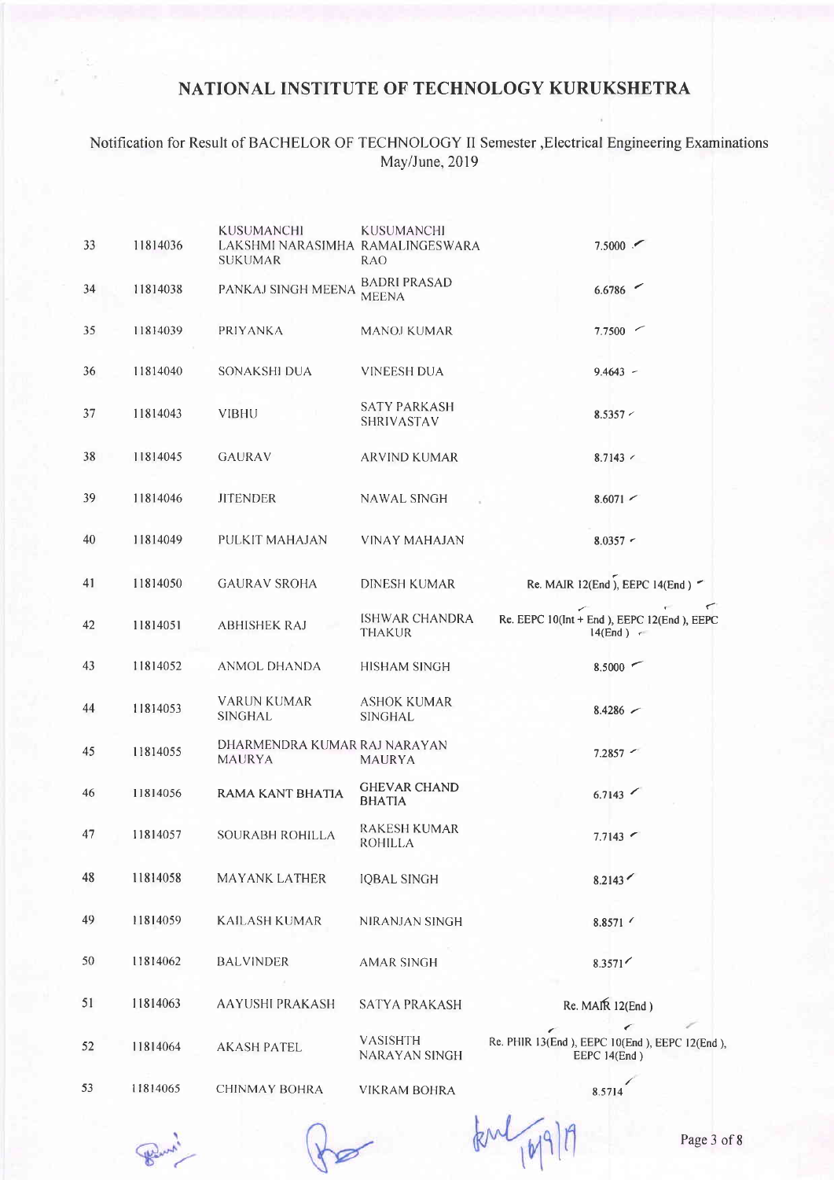# NATIONAL INSTITUTE OF TECHNOLOGY KURUKSHETRA

Notification for Result of BACHELOR OF TECHNOLOGY II Semester ,Electrical Engineering Examinations May/June, 2019

| | | | | |
|---|---|---|---|---|
| 33 | 11814036 | KUSUMANCHI LAKSHMI NARASIMHA SUKUMAR | KUSUMANCHI RAMALINGESWARA RAO | 7.5000 |
| 34 | 11814038 | PANKAJ SINGH MEENA | BADRI PRASAD MEENA | 6.6786 |
| 35 | 11814039 | PRIYANKA | MANOJ KUMAR | 7.7500 |
| 36 | 11814040 | SONAKSHI DUA | VINEESH DUA | 9.4643 |
| 37 | 11814043 | VIBHU | SATY PARKASH SHRIVASTAV | 8.5357 |
| 38 | 11814045 | GAURAV | ARVIND KUMAR | 8.7143 |
| 39 | 11814046 | JITENDER | NAWAL SINGH | 8.6071 |
| 40 | 11814049 | PULKIT MAHAJAN | VINAY MAHAJAN | 8.0357 |
| 41 | 11814050 | GAURAV SROHA | DINESH KUMAR | Re. MAIR 12(End ), EEPC 14(End ) |
| 42 | 11814051 | ABHISHEK RAJ | ISHWAR CHANDRA THAKUR | Re. EEPC 10(Int + End ), EEPC 12(End ), EEPC 14(End ) |
| 43 | 11814052 | ANMOL DHANDA | HISHAM SINGH | 8.5000 |
| 44 | 11814053 | VARUN KUMAR SINGHAL | ASHOK KUMAR SINGHAL | 8.4286 |
| 45 | 11814055 | DHARMENDRA KUMAR MAURYA | RAJ NARAYAN MAURYA | 7.2857 |
| 46 | 11814056 | RAMA KANT BHATIA | GHEVAR CHAND BHATIA | 6.7143 |
| 47 | 11814057 | SOURABH ROHILLA | RAKESH KUMAR ROHILLA | 7.7143 |
| 48 | 11814058 | MAYANK LATHER | IQBAL SINGH | 8.2143 |
| 49 | 11814059 | KAILASH KUMAR | NIRANJAN SINGH | 8.8571 |
| 50 | 11814062 | BALVINDER | AMAR SINGH | 8.3571 |
| 51 | 11814063 | AAYUSHI PRAKASH | SATYA PRAKASH | Re. MAIR 12(End ) |
| 52 | 11814064 | AKASH PATEL | VASISHTH NARAYAN SINGH | Re. PHIR 13(End ), EEPC 10(End ), EEPC 12(End ), EEPC 14(End ) |
| 53 | 11814065 | CHINMAY BOHRA | VIKRAM BOHRA | 8.5714 |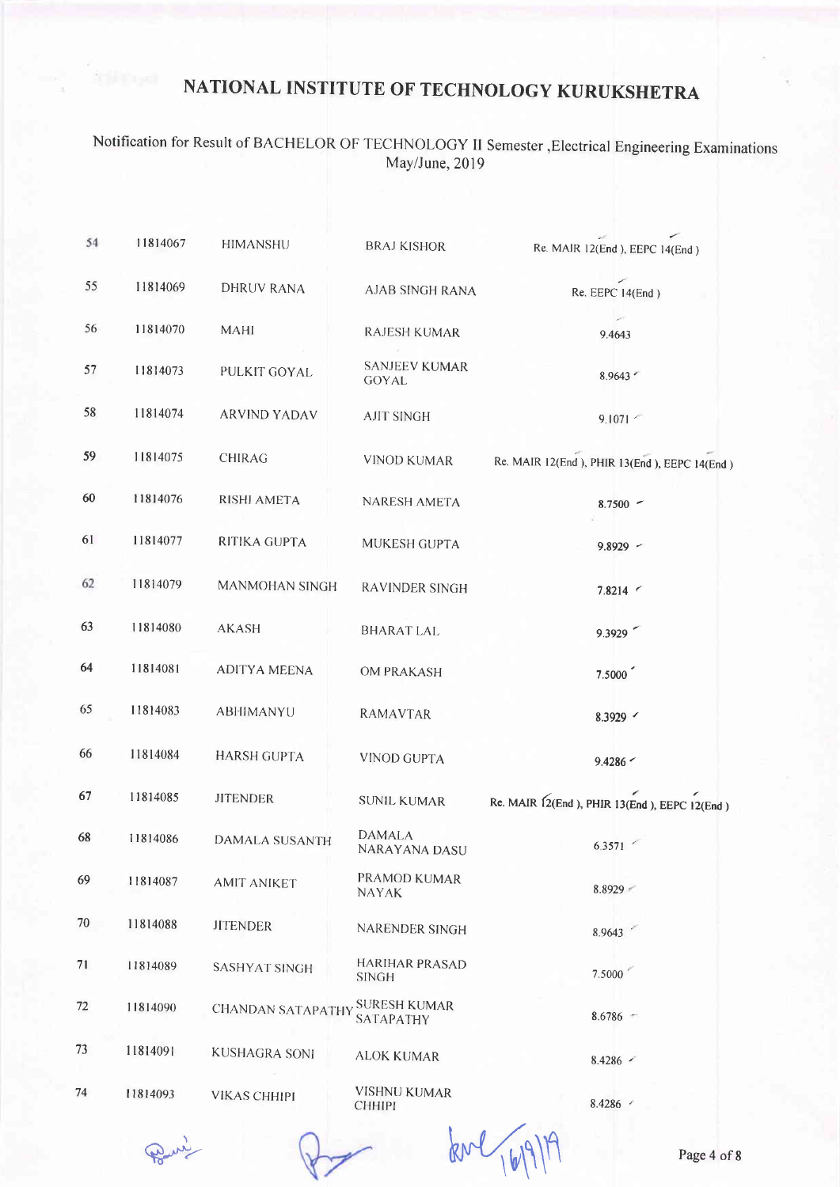# NATIONAL INSTITUTE OF TECHNOLOGY KURUKSHETRA

Notification for Result of BACHELOR OF TECHNOLOGY II Semester ,Electrical Engineering Examinations May/June, 2019

| | | | | |
|---|---|---|---|---|
| 54 | 11814067 | HIMANSHU | BRAJ KISHOR | Re. MAIR 12(End ), EEPC 14(End ) |
| 55 | 11814069 | DHRUV RANA | AJAB SINGH RANA | Re. EEPC 14(End ) |
| 56 | 11814070 | MAHI | RAJESH KUMAR | 9.4643 |
| 57 | 11814073 | PULKIT GOYAL | SANJEEV KUMAR GOYAL | 8.9643 |
| 58 | 11814074 | ARVIND YADAV | AJIT SINGH | 9.1071 |
| 59 | 11814075 | CHIRAG | VINOD KUMAR | Re. MAIR 12(End ), PHIR 13(End ), EEPC 14(End ) |
| 60 | 11814076 | RISHI AMETA | NARESH AMETA | 8.7500 |
| 61 | 11814077 | RITIKA GUPTA | MUKESH GUPTA | 9.8929 |
| 62 | 11814079 | MANMOHAN SINGH | RAVINDER SINGH | 7.8214 |
| 63 | 11814080 | AKASH | BHARAT LAL | 9.3929 |
| 64 | 11814081 | ADITYA MEENA | OM PRAKASH | 7.5000 |
| 65 | 11814083 | ABHIMANYU | RAMAVTAR | 8.3929 |
| 66 | 11814084 | HARSH GUPTA | VINOD GUPTA | 9.4286 |
| 67 | 11814085 | JITENDER | SUNIL KUMAR | Re. MAIR 12(End ), PHIR 13(End ), EEPC 12(End ) |
| 68 | 11814086 | DAMALA SUSANTH | DAMALA NARAYANA DASU | 6.3571 |
| 69 | 11814087 | AMIT ANIKET | PRAMOD KUMAR NAYAK | 8.8929 |
| 70 | 11814088 | JITENDER | NARENDER SINGH | 8.9643 |
| 71 | 11814089 | SASHYAT SINGH | HARIHAR PRASAD SINGH | 7.5000 |
| 72 | 11814090 | CHANDAN SATAPATHY | SURESH KUMAR SATAPATHY | 8.6786 |
| 73 | 11814091 | KUSHAGRA SONI | ALOK KUMAR | 8.4286 |
| 74 | 11814093 | VIKAS CHHIPI | VISHNU KUMAR CHHIPI | 8.4286 |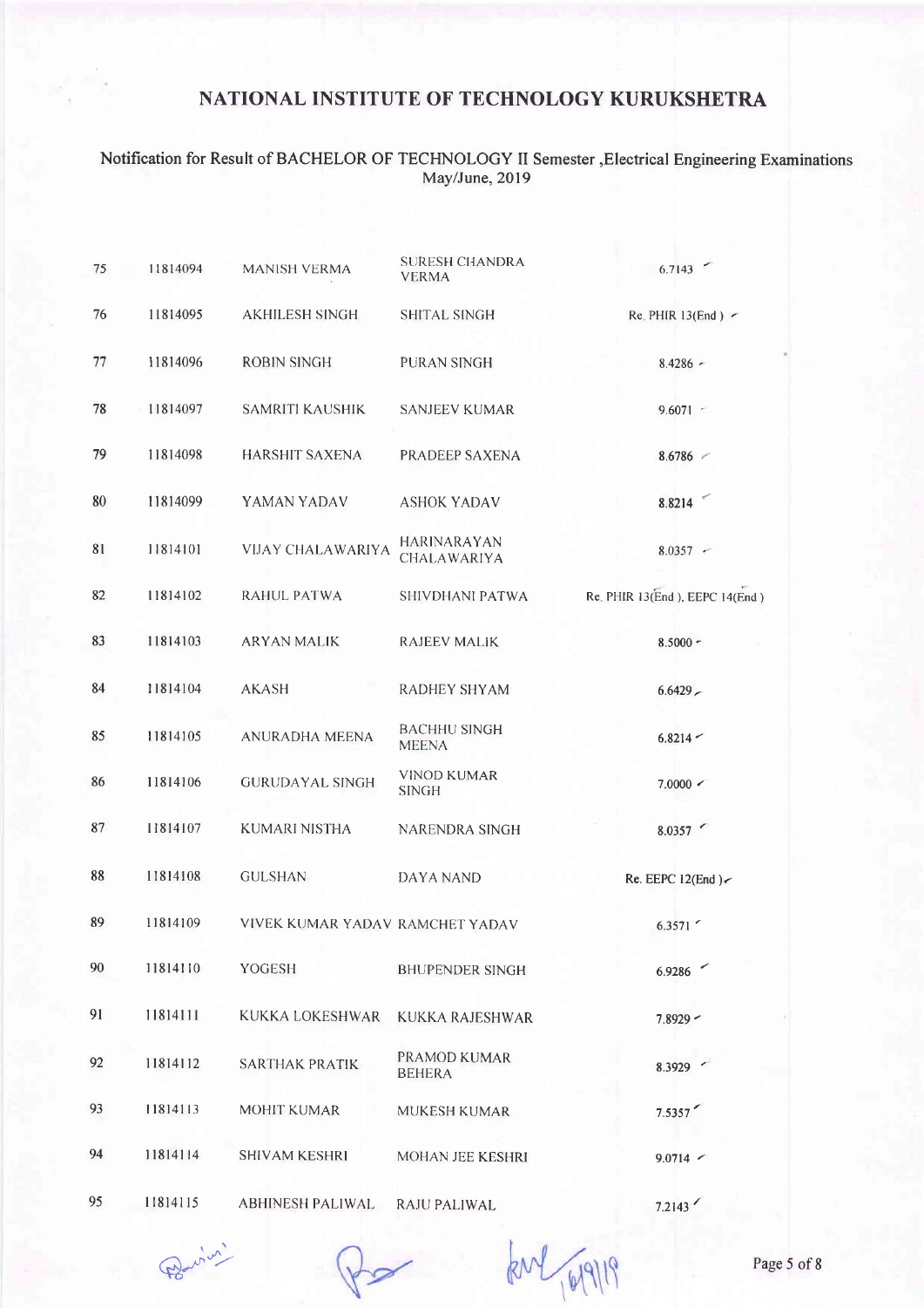# NATIONAL INSTITUTE OF TECHNOLOGY KURUKSHETRA

Notification for Result of BACHELOR OF TECHNOLOGY II Semester ,Electrical Engineering Examinations May/June, 2019

| | | | | |
|---|---|---|---|---|
| 75 | 11814094 | MANISH VERMA | SURESH CHANDRA VERMA | 6.7143 |
| 76 | 11814095 | AKHILESH SINGH | SHITAL SINGH | Re. PHIR 13(End ) |
| 77 | 11814096 | ROBIN SINGH | PURAN SINGH | 8.4286 |
| 78 | 11814097 | SAMRITI KAUSHIK | SANJEEV KUMAR | 9.6071 |
| 79 | 11814098 | HARSHIT SAXENA | PRADEEP SAXENA | 8.6786 |
| 80 | 11814099 | YAMAN YADAV | ASHOK YADAV | 8.8214 |
| 81 | 11814101 | VIJAY CHALAWARIYA | HARINARAYAN CHALAWARIYA | 8.0357 |
| 82 | 11814102 | RAHUL PATWA | SHIVDHANI PATWA | Re. PHIR 13(End ), EEPC 14(End ) |
| 83 | 11814103 | ARYAN MALIK | RAJEEV MALIK | 8.5000 |
| 84 | 11814104 | AKASH | RADHEY SHYAM | 6.6429 |
| 85 | 11814105 | ANURADHA MEENA | BACHHU SINGH MEENA | 6.8214 |
| 86 | 11814106 | GURUDAYAL SINGH | VINOD KUMAR SINGH | 7.0000 |
| 87 | 11814107 | KUMARI NISTHA | NARENDRA SINGH | 8.0357 |
| 88 | 11814108 | GULSHAN | DAYA NAND | Re. EEPC 12(End ) |
| 89 | 11814109 | VIVEK KUMAR YADAV | RAMCHET YADAV | 6.3571 |
| 90 | 11814110 | YOGESH | BHUPENDER SINGH | 6.9286 |
| 91 | 11814111 | KUKKA LOKESHWAR | KUKKA RAJESHWAR | 7.8929 |
| 92 | 11814112 | SARTHAK PRATIK | PRAMOD KUMAR BEHERA | 8.3929 |
| 93 | 11814113 | MOHIT KUMAR | MUKESH KUMAR | 7.5357 |
| 94 | 11814114 | SHIVAM KESHRI | MOHAN JEE KESHRI | 9.0714 |
| 95 | 11814115 | ABHINESH PALIWAL | RAJU PALIWAL | 7.2143 |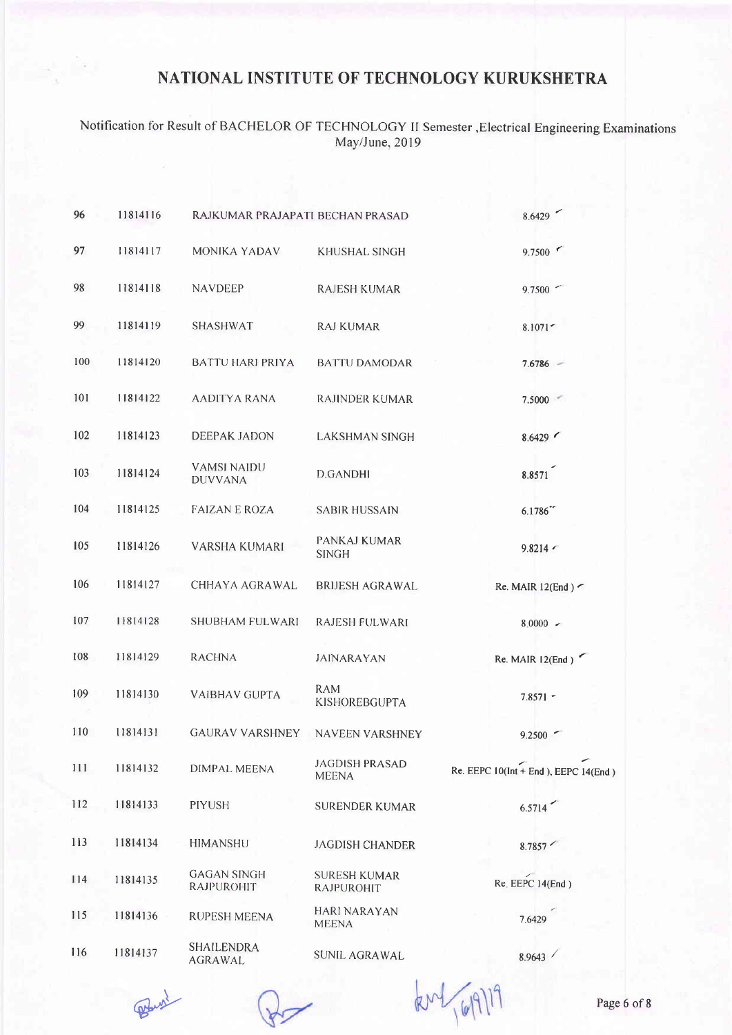# NATIONAL INSTITUTE OF TECHNOLOGY KURUKSHETRA

Notification for Result of BACHELOR OF TECHNOLOGY II Semester ,Electrical Engineering Examinations May/June, 2019

| | | | | |
|---|---|---|---|---|
| 96 | 11814116 | RAJKUMAR PRAJAPATI | BECHAN PRASAD | 8.6429 |
| 97 | 11814117 | MONIKA YADAV | KHUSHAL SINGH | 9.7500 |
| 98 | 11814118 | NAVDEEP | RAJESH KUMAR | 9.7500 |
| 99 | 11814119 | SHASHWAT | RAJ KUMAR | 8.1071 |
| 100 | 11814120 | BATTU HARI PRIYA | BATTU DAMODAR | 7.6786 |
| 101 | 11814122 | AADITYA RANA | RAJINDER KUMAR | 7.5000 |
| 102 | 11814123 | DEEPAK JADON | LAKSHMAN SINGH | 8.6429 |
| 103 | 11814124 | VAMSI NAIDU DUVVANA | D.GANDHI | 8.8571 |
| 104 | 11814125 | FAIZAN E ROZA | SABIR HUSSAIN | 6.1786 |
| 105 | 11814126 | VARSHA KUMARI | PANKAJ KUMAR SINGH | 9.8214 |
| 106 | 11814127 | CHHAYA AGRAWAL | BRIJESH AGRAWAL | Re. MAIR 12(End ) |
| 107 | 11814128 | SHUBHAM FULWARI | RAJESH FULWARI | 8.0000 |
| 108 | 11814129 | RACHNA | JAINARAYAN | Re. MAIR 12(End ) |
| 109 | 11814130 | VAIBHAV GUPTA | RAM KISHOREBGUPTA | 7.8571 |
| 110 | 11814131 | GAURAV VARSHNEY | NAVEEN VARSHNEY | 9.2500 |
| 111 | 11814132 | DIMPAL MEENA | JAGDISH PRASAD MEENA | Re. EEPC 10(Int + End ), EEPC 14(End ) |
| 112 | 11814133 | PIYUSH | SURENDER KUMAR | 6.5714 |
| 113 | 11814134 | HIMANSHU | JAGDISH CHANDER | 8.7857 |
| 114 | 11814135 | GAGAN SINGH RAJPUROHIT | SURESH KUMAR RAJPUROHIT | Re. EEPC 14(End ) |
| 115 | 11814136 | RUPESH MEENA | HARI NARAYAN MEENA | 7.6429 |
| 116 | 11814137 | SHAILENDRA AGRAWAL | SUNIL AGRAWAL | 8.9643 |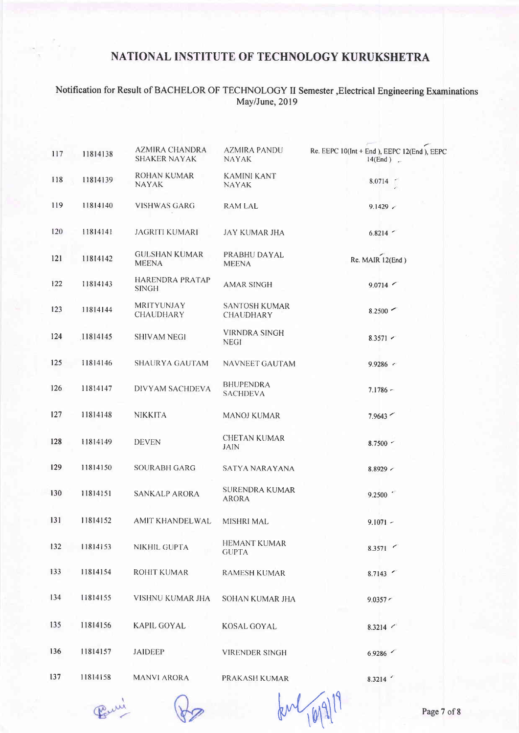# NATIONAL INSTITUTE OF TECHNOLOGY KURUKSHETRA

## Notification for Result of BACHELOR OF TECHNOLOGY II Semester ,Electrical Engineering Examinations May/June, 2019

| | | | | |
|---|---|---|---|---|
| 117 | 11814138 | AZMIRA CHANDRA SHAKER NAYAK | AZMIRA PANDU NAYAK | Re. EEPC 10(Int + End ), EEPC 12(End ), EEPC 14(End ) |
| 118 | 11814139 | ROHAN KUMAR NAYAK | KAMINI KANT NAYAK | 8.0714 |
| 119 | 11814140 | VISHWAS GARG | RAM LAL | 9.1429 |
| 120 | 11814141 | JAGRITI KUMARI | JAY KUMAR JHA | 6.8214 |
| 121 | 11814142 | GULSHAN KUMAR MEENA | PRABHU DAYAL MEENA | Re. MAIR 12(End ) |
| 122 | 11814143 | HARENDRA PRATAP SINGH | AMAR SINGH | 9.0714 |
| 123 | 11814144 | MRITYUNJAY CHAUDHARY | SANTOSH KUMAR CHAUDHARY | 8.2500 |
| 124 | 11814145 | SHIVAM NEGI | VIRNDRA SINGH NEGI | 8.3571 |
| 125 | 11814146 | SHAURYA GAUTAM | NAVNEET GAUTAM | 9.9286 |
| 126 | 11814147 | DIVYAM SACHDEVA | BHUPENDRA SACHDEVA | 7.1786 |
| 127 | 11814148 | NIKKITA | MANOJ KUMAR | 7.9643 |
| 128 | 11814149 | DEVEN | CHETAN KUMAR JAIN | 8.7500 |
| 129 | 11814150 | SOURABH GARG | SATYA NARAYANA | 8.8929 |
| 130 | 11814151 | SANKALP ARORA | SURENDRA KUMAR ARORA | 9.2500 |
| 131 | 11814152 | AMIT KHANDELWAL | MISHRI MAL | 9.1071 |
| 132 | 11814153 | NIKHIL GUPTA | HEMANT KUMAR GUPTA | 8.3571 |
| 133 | 11814154 | ROHIT KUMAR | RAMESH KUMAR | 8.7143 |
| 134 | 11814155 | VISHNU KUMAR JHA | SOHAN KUMAR JHA | 9.0357 |
| 135 | 11814156 | KAPIL GOYAL | KOSAL GOYAL | 8.3214 |
| 136 | 11814157 | JAIDEEP | VIRENDER SINGH | 6.9286 |
| 137 | 11814158 | MANVI ARORA | PRAKASH KUMAR | 8.3214 |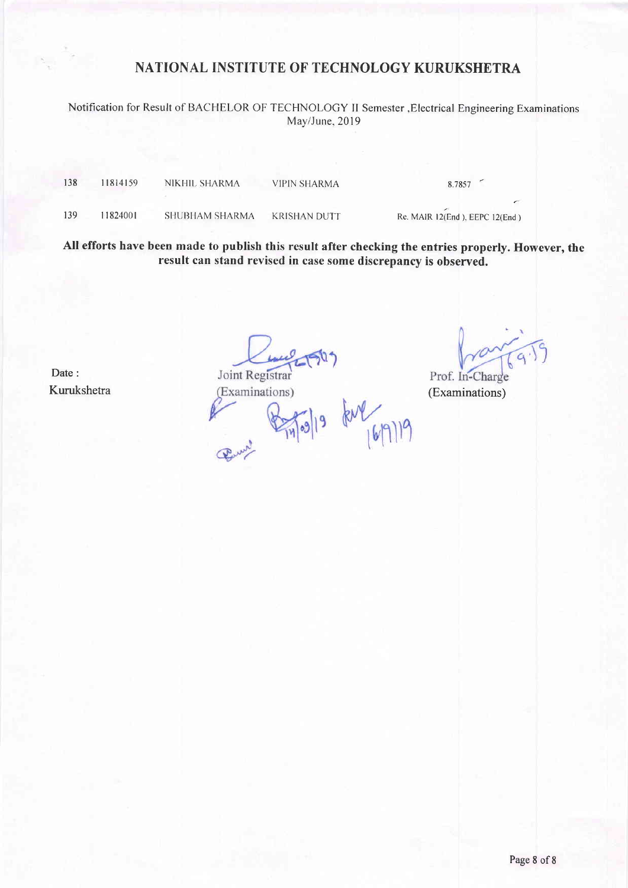# NATIONAL INSTITUTE OF TECHNOLOGY KURUKSHETRA

Notification for Result of BACHELOR OF TECHNOLOGY II Semester ,Electrical Engineering Examinations May/June, 2019

| | | | | |
|---|---|---|---|---|
| 138 | 11814159 | NIKHIL SHARMA | VIPIN SHARMA | 8.7857 |
| 139 | 11824001 | SHUBHAM SHARMA | KRISHAN DUTT | Re. MAIR 12(End ), EEPC 12(End ) |

**All efforts have been made to publish this result after checking the entries properly. However, the result can stand revised in case some discrepancy is observed.**

Date :
Kurukshetra

Joint Registrar
(Examinations)

Prof. In-Charge
(Examinations)